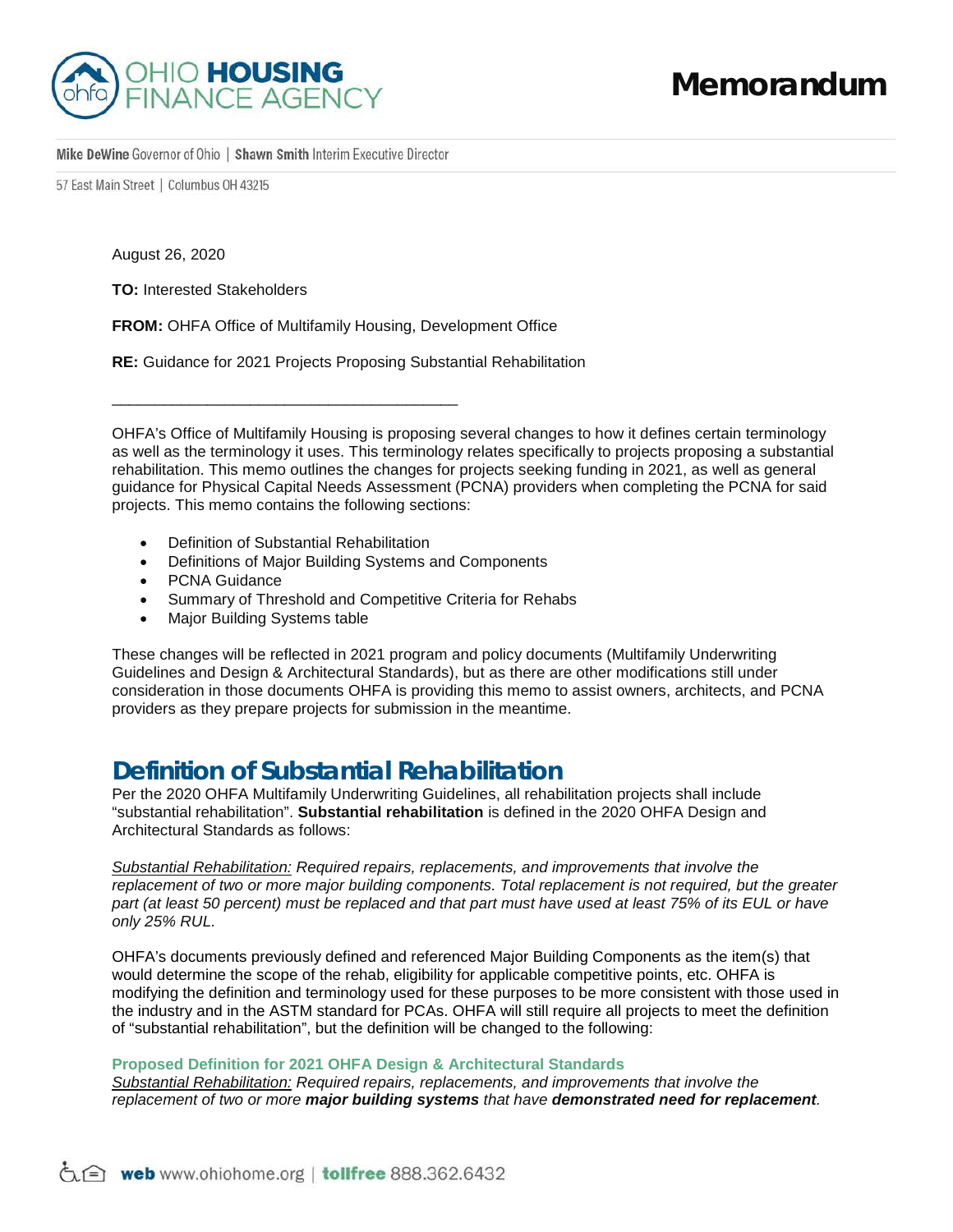# Memorandum

August 26, 2020

**TO:** Interested Stakeholders

**FROM:** OHFA Office of Multifamily Housing, Development Office

**RE:** Guidance for 2021 Projects Proposing Substantial Rehabilitation

---

OHFA's Office of Multifamily Housing is proposing several changes to how it defines certain terminology as well as the terminology it uses. This terminology relates specifically to projects proposing a substantial rehabilitation. This memo outlines the changes for projects seeking funding in 2021, as well as general guidance for Physical Capital Needs Assessment (PCNA) providers when completing the PCNA for said projects. This memo contains the following sections:

- Definition of Substantial Rehabilitation
- Definitions of Major Building Systems and Components
- PCNA Guidance
- Summary of Threshold and Competitive Criteria for Rehabs
- Major Building Systems table

These changes will be reflected in 2021 program and policy documents (Multifamily Underwriting Guidelines and Design & Architectural Standards), but as there are other modifications still under consideration in those documents OHFA is providing this memo to assist owners, architects, and PCNA providers as they prepare projects for submission in the meantime.

## Definition of Substantial Rehabilitation

Per the 2020 OHFA Multifamily Underwriting Guidelines, all rehabilitation projects shall include "substantial rehabilitation". **Substantial rehabilitation** is defined in the 2020 OHFA Design and Architectural Standards as follows:

*Substantial Rehabilitation: Required repairs, replacements, and improvements that involve the replacement of two or more major building components. Total replacement is not required, but the greater part (at least 50 percent) must be replaced and that part must have used at least 75% of its EUL or have only 25% RUL.*

OHFA's documents previously defined and referenced Major Building Components as the item(s) that would determine the scope of the rehab, eligibility for applicable competitive points, etc. OHFA is modifying the definition and terminology used for these purposes to be more consistent with those used in the industry and in the ASTM standard for PCAs. OHFA will still require all projects to meet the definition of "substantial rehabilitation", but the definition will be changed to the following:

### Proposed Definition for 2021 OHFA Design & Architectural Standards

*Substantial Rehabilitation: Required repairs, replacements, and improvements that involve the replacement of two or more **major building systems** that have **demonstrated need for replacement**.*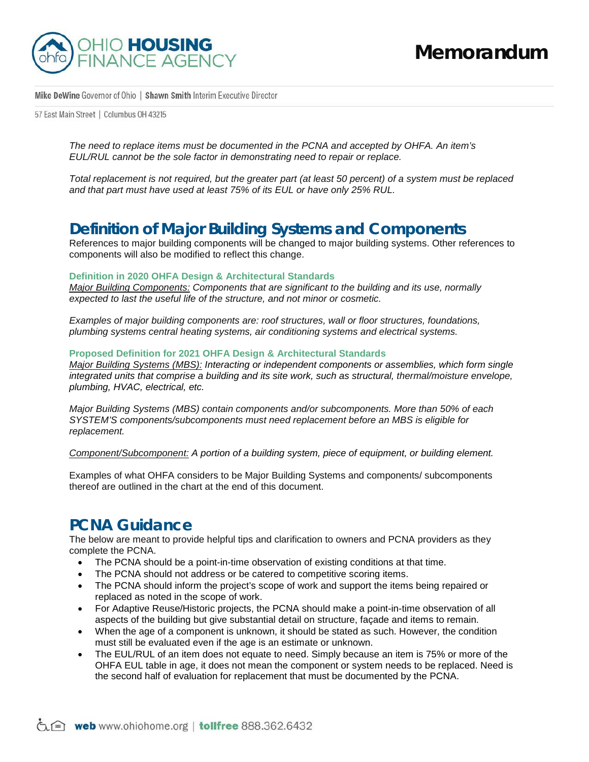*The need to replace items must be documented in the PCNA and accepted by OHFA. An item's EUL/RUL cannot be the sole factor in demonstrating need to repair or replace.*

*Total replacement is not required, but the greater part (at least 50 percent) of a system must be replaced and that part must have used at least 75% of its EUL or have only 25% RUL.*

## Definition of Major Building Systems and Components

References to major building components will be changed to major building systems. Other references to components will also be modified to reflect this change.

#### Definition in 2020 OHFA Design & Architectural Standards

*Major Building Components:* *Components that are significant to the building and its use, normally expected to last the useful life of the structure, and not minor or cosmetic.*

*Examples of major building components are: roof structures, wall or floor structures, foundations, plumbing systems central heating systems, air conditioning systems and electrical systems.*

#### Proposed Definition for 2021 OHFA Design & Architectural Standards

*Major Building Systems (MBS):* *Interacting or independent components or assemblies, which form single integrated units that comprise a building and its site work, such as structural, thermal/moisture envelope, plumbing, HVAC, electrical, etc.*

*Major Building Systems (MBS) contain components and/or subcomponents. More than 50% of each SYSTEM'S components/subcomponents must need replacement before an MBS is eligible for replacement.*

*Component/Subcomponent:* *A portion of a building system, piece of equipment, or building element.*

Examples of what OHFA considers to be Major Building Systems and components/ subcomponents thereof are outlined in the chart at the end of this document.

## PCNA Guidance

The below are meant to provide helpful tips and clarification to owners and PCNA providers as they complete the PCNA.

- The PCNA should be a point-in-time observation of existing conditions at that time.
- The PCNA should not address or be catered to competitive scoring items.
- The PCNA should inform the project's scope of work and support the items being repaired or replaced as noted in the scope of work.
- For Adaptive Reuse/Historic projects, the PCNA should make a point-in-time observation of all aspects of the building but give substantial detail on structure, façade and items to remain.
- When the age of a component is unknown, it should be stated as such. However, the condition must still be evaluated even if the age is an estimate or unknown.
- The EUL/RUL of an item does not equate to need. Simply because an item is 75% or more of the OHFA EUL table in age, it does not mean the component or system needs to be replaced. Need is the second half of evaluation for replacement that must be documented by the PCNA.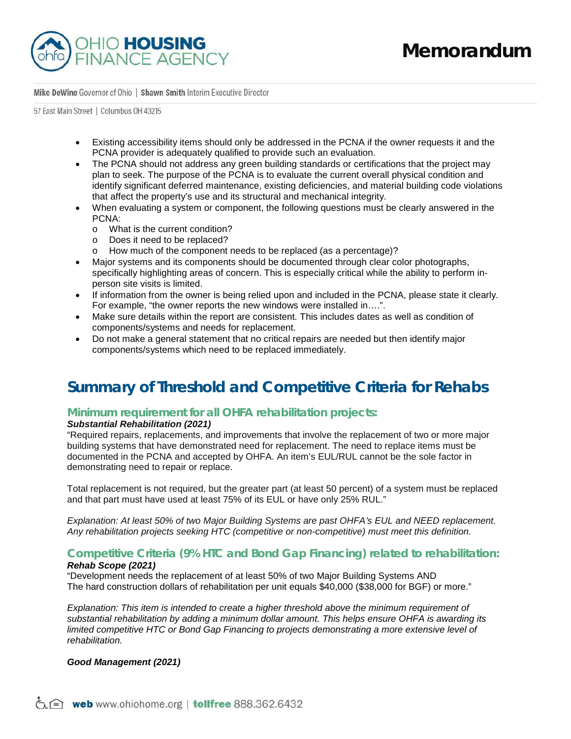- Existing accessibility items should only be addressed in the PCNA if the owner requests it and the PCNA provider is adequately qualified to provide such an evaluation.
- The PCNA should not address any green building standards or certifications that the project may plan to seek. The purpose of the PCNA is to evaluate the current overall physical condition and identify significant deferred maintenance, existing deficiencies, and material building code violations that affect the property's use and its structural and mechanical integrity.
- When evaluating a system or component, the following questions must be clearly answered in the PCNA:
  - What is the current condition?
  - Does it need to be replaced?
  - How much of the component needs to be replaced (as a percentage)?
- Major systems and its components should be documented through clear color photographs, specifically highlighting areas of concern. This is especially critical while the ability to perform in-person site visits is limited.
- If information from the owner is being relied upon and included in the PCNA, please state it clearly. For example, "the owner reports the new windows were installed in….".
- Make sure details within the report are consistent. This includes dates as well as condition of components/systems and needs for replacement.
- Do not make a general statement that no critical repairs are needed but then identify major components/systems which need to be replaced immediately.

## Summary of Threshold and Competitive Criteria for Rehabs

### Minimum requirement for all OHFA rehabilitation projects:

***Substantial Rehabilitation (2021)***

"Required repairs, replacements, and improvements that involve the replacement of two or more major building systems that have demonstrated need for replacement. The need to replace items must be documented in the PCNA and accepted by OHFA. An item's EUL/RUL cannot be the sole factor in demonstrating need to repair or replace.

Total replacement is not required, but the greater part (at least 50 percent) of a system must be replaced and that part must have used at least 75% of its EUL or have only 25% RUL."

*Explanation: At least 50% of two Major Building Systems are past OHFA's EUL and NEED replacement. Any rehabilitation projects seeking HTC (competitive or non-competitive) must meet this definition.*

### Competitive Criteria (9% HTC and Bond Gap Financing) related to rehabilitation:

***Rehab Scope (2021)***

"Development needs the replacement of at least 50% of two Major Building Systems AND
The hard construction dollars of rehabilitation per unit equals $40,000 ($38,000 for BGF) or more."

*Explanation: This item is intended to create a higher threshold above the minimum requirement of substantial rehabilitation by adding a minimum dollar amount. This helps ensure OHFA is awarding its limited competitive HTC or Bond Gap Financing to projects demonstrating a more extensive level of rehabilitation.*

***Good Management (2021)***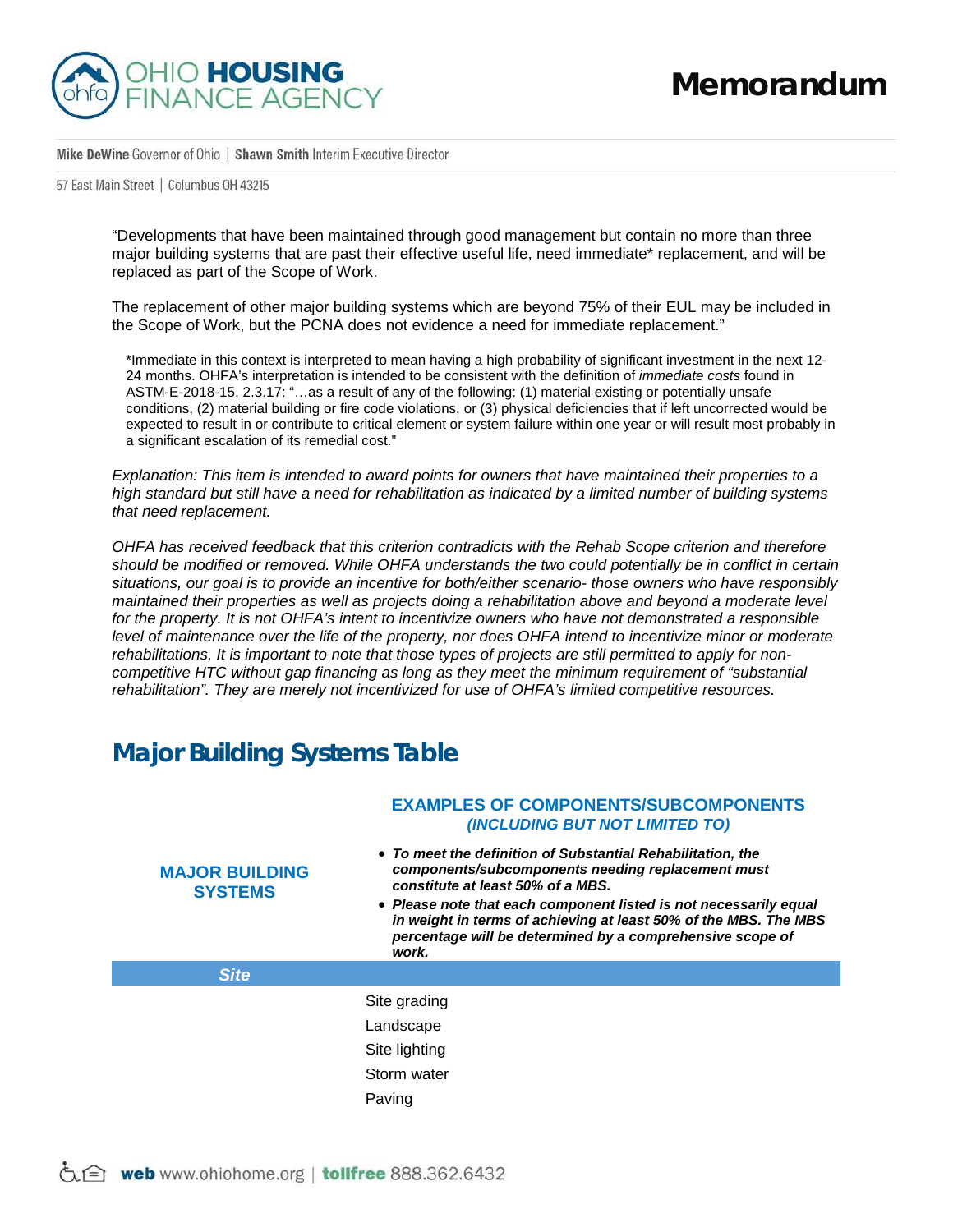"Developments that have been maintained through good management but contain no more than three major building systems that are past their effective useful life, need immediate* replacement, and will be replaced as part of the Scope of Work.

The replacement of other major building systems which are beyond 75% of their EUL may be included in the Scope of Work, but the PCNA does not evidence a need for immediate replacement."

*Immediate in this context is interpreted to mean having a high probability of significant investment in the next 12-24 months. OHFA's interpretation is intended to be consistent with the definition of *immediate costs* found in ASTM-E-2018-15, 2.3.17: "…as a result of any of the following: (1) material existing or potentially unsafe conditions, (2) material building or fire code violations, or (3) physical deficiencies that if left uncorrected would be expected to result in or contribute to critical element or system failure within one year or will result most probably in a significant escalation of its remedial cost."

*Explanation: This item is intended to award points for owners that have maintained their properties to a high standard but still have a need for rehabilitation as indicated by a limited number of building systems that need replacement.*

*OHFA has received feedback that this criterion contradicts with the Rehab Scope criterion and therefore should be modified or removed. While OHFA understands the two could potentially be in conflict in certain situations, our goal is to provide an incentive for both/either scenario- those owners who have responsibly maintained their properties as well as projects doing a rehabilitation above and beyond a moderate level for the property. It is not OHFA's intent to incentivize owners who have not demonstrated a responsible level of maintenance over the life of the property, nor does OHFA intend to incentivize minor or moderate rehabilitations. It is important to note that those types of projects are still permitted to apply for non-competitive HTC without gap financing as long as they meet the minimum requirement of "substantial rehabilitation". They are merely not incentivized for use of OHFA's limited competitive resources.*

## Major Building Systems Table

| MAJOR BUILDING SYSTEMS | EXAMPLES OF COMPONENTS/SUBCOMPONENTS *(INCLUDING BUT NOT LIMITED TO)*<br>• ***To meet the definition of Substantial Rehabilitation, the components/subcomponents needing replacement must constitute at least 50% of a MBS.***<br>• ***Please note that each component listed is not necessarily equal in weight in terms of achieving at least 50% of the MBS. The MBS percentage will be determined by a comprehensive scope of work.*** |
|---|---|
| ***Site*** | |
| | Site grading |
| | Landscape |
| | Site lighting |
| | Storm water |
| | Paving |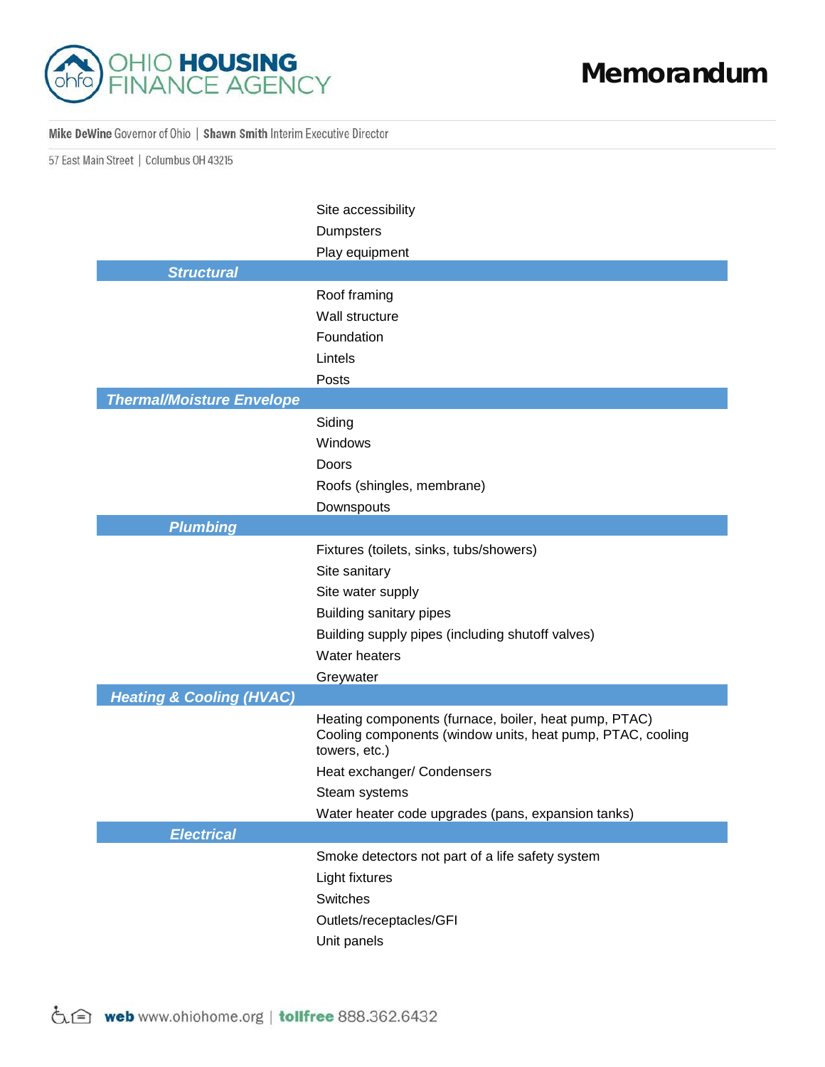| | |
|---|---|
| | Site accessibility |
| | Dumpsters |
| | Play equipment |
| ***Structural*** | |
| | Roof framing |
| | Wall structure |
| | Foundation |
| | Lintels |
| | Posts |
| ***Thermal/Moisture Envelope*** | |
| | Siding |
| | Windows |
| | Doors |
| | Roofs (shingles, membrane) |
| | Downspouts |
| ***Plumbing*** | |
| | Fixtures (toilets, sinks, tubs/showers) |
| | Site sanitary |
| | Site water supply |
| | Building sanitary pipes |
| | Building supply pipes (including shutoff valves) |
| | Water heaters |
| | Greywater |
| ***Heating & Cooling (HVAC)*** | |
| | Heating components (furnace, boiler, heat pump, PTAC) |
| | Cooling components (window units, heat pump, PTAC, cooling towers, etc.) |
| | Heat exchanger/ Condensers |
| | Steam systems |
| | Water heater code upgrades (pans, expansion tanks) |
| ***Electrical*** | |
| | Smoke detectors not part of a life safety system |
| | Light fixtures |
| | Switches |
| | Outlets/receptacles/GFI |
| | Unit panels |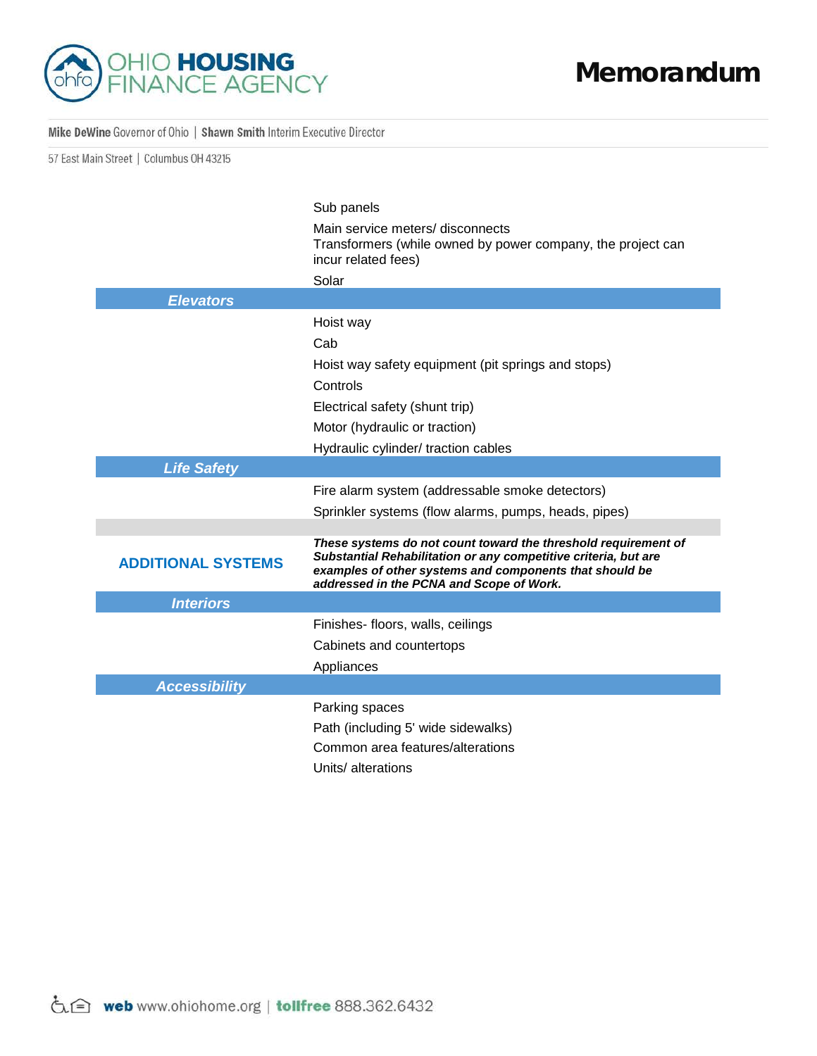| | |
|---|---|
| | Sub panels |
| | Main service meters/ disconnects |
| | Transformers (while owned by power company, the project can incur related fees) |
| | Solar |
| ***Elevators*** | |
| | Hoist way |
| | Cab |
| | Hoist way safety equipment (pit springs and stops) |
| | Controls |
| | Electrical safety (shunt trip) |
| | Motor (hydraulic or traction) |
| | Hydraulic cylinder/ traction cables |
| ***Life Safety*** | |
| | Fire alarm system (addressable smoke detectors) |
| | Sprinkler systems (flow alarms, pumps, heads, pipes) |
| | |
| **ADDITIONAL SYSTEMS** | ***These systems do not count toward the threshold requirement of Substantial Rehabilitation or any competitive criteria, but are examples of other systems and components that should be addressed in the PCNA and Scope of Work.*** |
| ***Interiors*** | |
| | Finishes- floors, walls, ceilings |
| | Cabinets and countertops |
| | Appliances |
| ***Accessibility*** | |
| | Parking spaces |
| | Path (including 5' wide sidewalks) |
| | Common area features/alterations |
| | Units/ alterations |